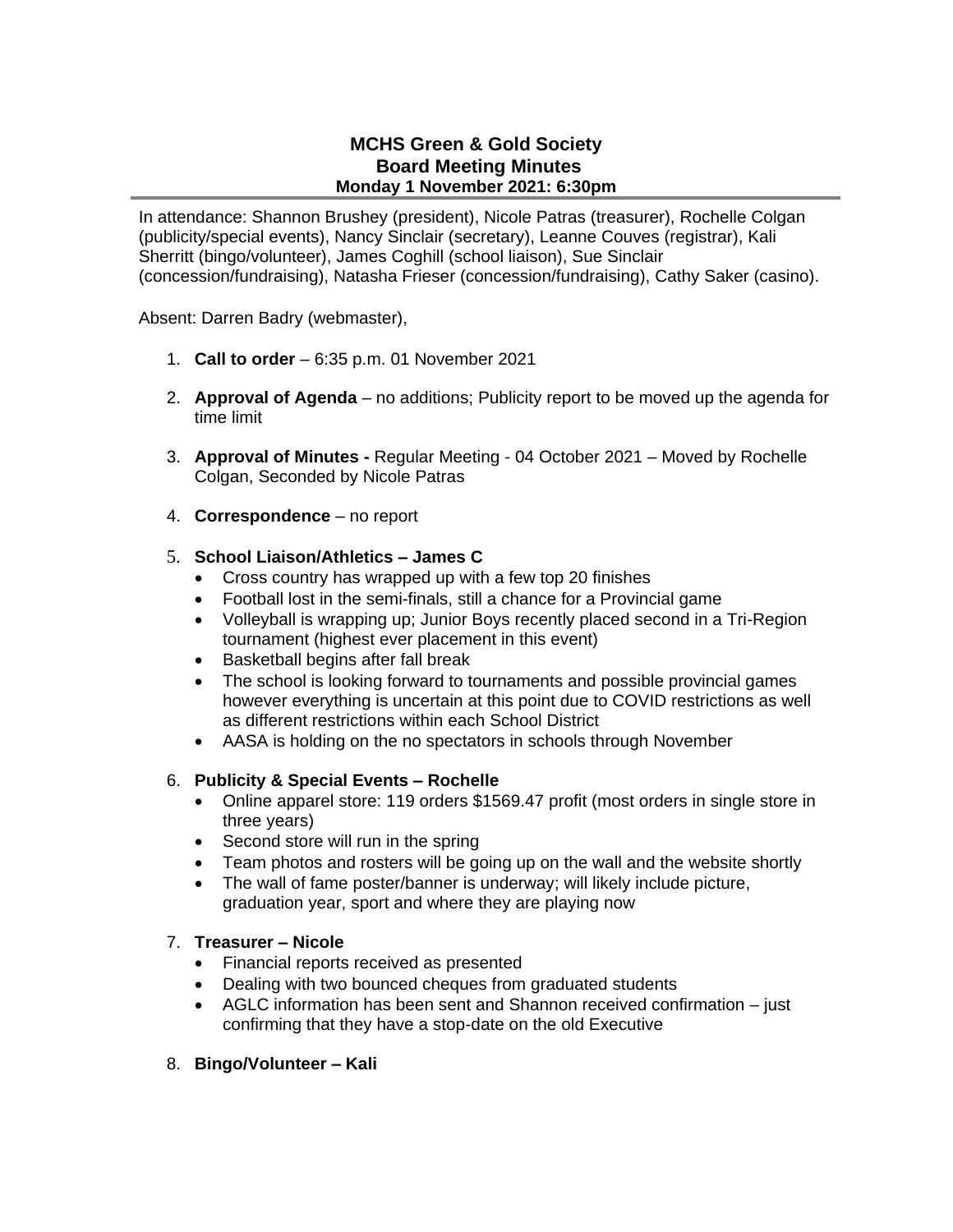# MCHS Green & Gold Society
## Board Meeting Minutes
### Monday 1 November 2021: 6:30pm

In attendance: Shannon Brushey (president), Nicole Patras (treasurer), Rochelle Colgan (publicity/special events), Nancy Sinclair (secretary), Leanne Couves (registrar), Kali Sherritt (bingo/volunteer), James Coghill (school liaison), Sue Sinclair (concession/fundraising), Natasha Frieser (concession/fundraising), Cathy Saker (casino).

Absent: Darren Badry (webmaster),

1. **Call to order** – 6:35 p.m. 01 November 2021

2. **Approval of Agenda** – no additions; Publicity report to be moved up the agenda for time limit

3. **Approval of Minutes -** Regular Meeting - 04 October 2021 – Moved by Rochelle Colgan, Seconded by Nicole Patras

4. **Correspondence** – no report

5. **School Liaison/Athletics – James C**
   - Cross country has wrapped up with a few top 20 finishes
   - Football lost in the semi-finals, still a chance for a Provincial game
   - Volleyball is wrapping up; Junior Boys recently placed second in a Tri-Region tournament (highest ever placement in this event)
   - Basketball begins after fall break
   - The school is looking forward to tournaments and possible provincial games however everything is uncertain at this point due to COVID restrictions as well as different restrictions within each School District
   - AASA is holding on the no spectators in schools through November

6. **Publicity & Special Events – Rochelle**
   - Online apparel store: 119 orders $1569.47 profit (most orders in single store in three years)
   - Second store will run in the spring
   - Team photos and rosters will be going up on the wall and the website shortly
   - The wall of fame poster/banner is underway; will likely include picture, graduation year, sport and where they are playing now

7. **Treasurer – Nicole**
   - Financial reports received as presented
   - Dealing with two bounced cheques from graduated students
   - AGLC information has been sent and Shannon received confirmation – just confirming that they have a stop-date on the old Executive

8. **Bingo/Volunteer – Kali**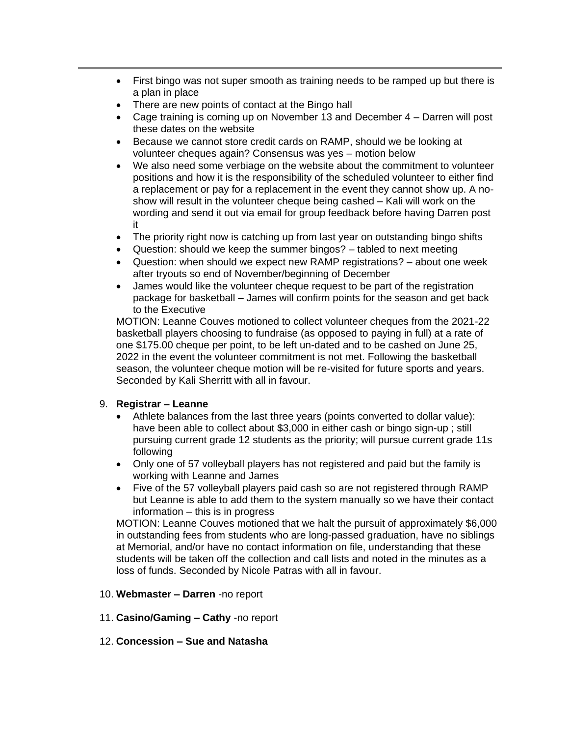- First bingo was not super smooth as training needs to be ramped up but there is a plan in place
- There are new points of contact at the Bingo hall
- Cage training is coming up on November 13 and December 4 – Darren will post these dates on the website
- Because we cannot store credit cards on RAMP, should we be looking at volunteer cheques again? Consensus was yes – motion below
- We also need some verbiage on the website about the commitment to volunteer positions and how it is the responsibility of the scheduled volunteer to either find a replacement or pay for a replacement in the event they cannot show up. A no-show will result in the volunteer cheque being cashed – Kali will work on the wording and send it out via email for group feedback before having Darren post it
- The priority right now is catching up from last year on outstanding bingo shifts
- Question: should we keep the summer bingos? – tabled to next meeting
- Question: when should we expect new RAMP registrations? – about one week after tryouts so end of November/beginning of December
- James would like the volunteer cheque request to be part of the registration package for basketball – James will confirm points for the season and get back to the Executive

MOTION: Leanne Couves motioned to collect volunteer cheques from the 2021-22 basketball players choosing to fundraise (as opposed to paying in full) at a rate of one $175.00 cheque per point, to be left un-dated and to be cashed on June 25, 2022 in the event the volunteer commitment is not met. Following the basketball season, the volunteer cheque motion will be re-visited for future sports and years. Seconded by Kali Sherritt with all in favour.

9. **Registrar – Leanne**
   - Athlete balances from the last three years (points converted to dollar value): have been able to collect about $3,000 in either cash or bingo sign-up ; still pursuing current grade 12 students as the priority; will pursue current grade 11s following
   - Only one of 57 volleyball players has not registered and paid but the family is working with Leanne and James
   - Five of the 57 volleyball players paid cash so are not registered through RAMP but Leanne is able to add them to the system manually so we have their contact information – this is in progress

   MOTION: Leanne Couves motioned that we halt the pursuit of approximately $6,000 in outstanding fees from students who are long-passed graduation, have no siblings at Memorial, and/or have no contact information on file, understanding that these students will be taken off the collection and call lists and noted in the minutes as a loss of funds. Seconded by Nicole Patras with all in favour.

10. **Webmaster – Darren** -no report

11. **Casino/Gaming – Cathy** -no report

12. **Concession – Sue and Natasha**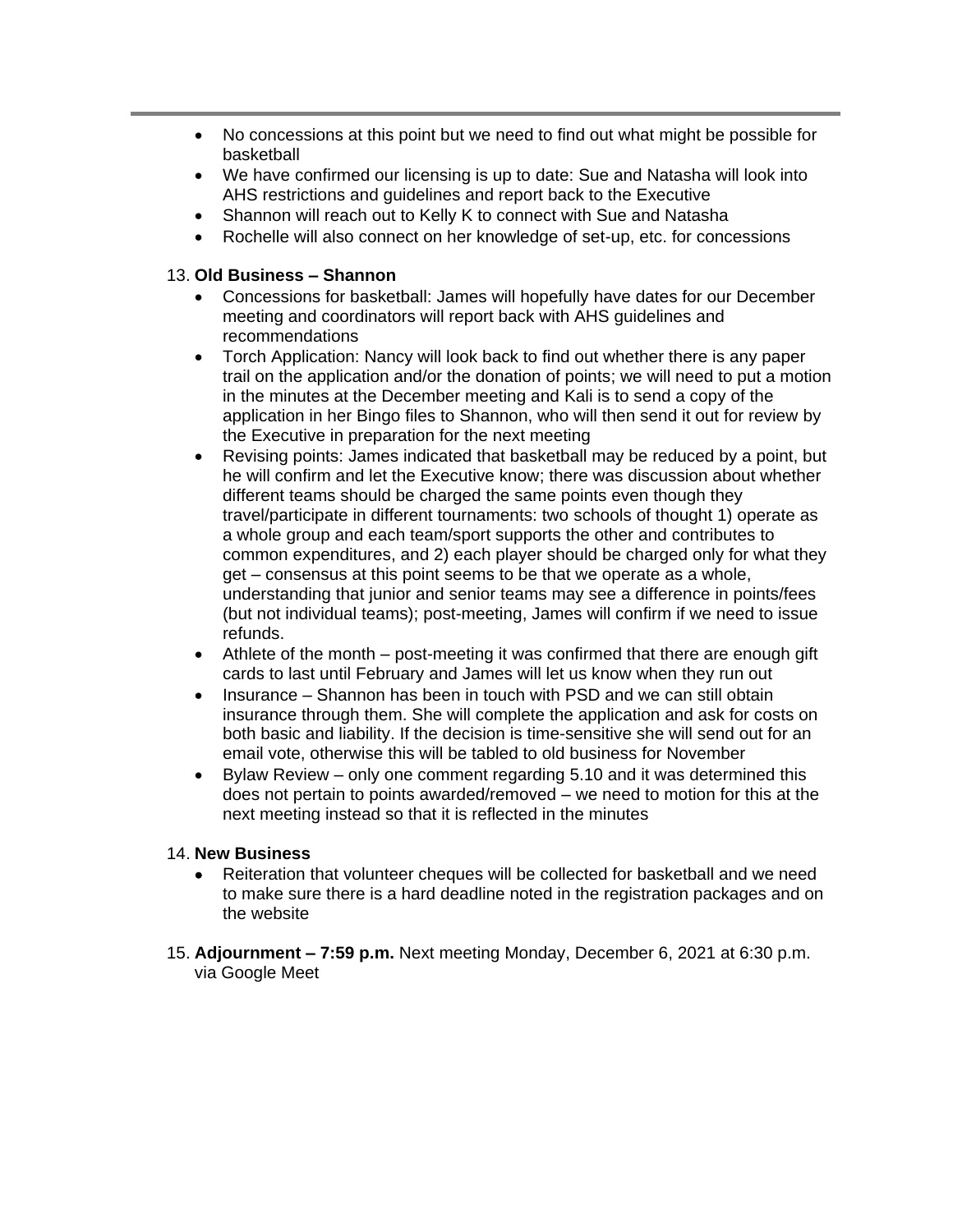- No concessions at this point but we need to find out what might be possible for basketball
- We have confirmed our licensing is up to date: Sue and Natasha will look into AHS restrictions and guidelines and report back to the Executive
- Shannon will reach out to Kelly K to connect with Sue and Natasha
- Rochelle will also connect on her knowledge of set-up, etc. for concessions

13. **Old Business – Shannon**
    - Concessions for basketball: James will hopefully have dates for our December meeting and coordinators will report back with AHS guidelines and recommendations
    - Torch Application: Nancy will look back to find out whether there is any paper trail on the application and/or the donation of points; we will need to put a motion in the minutes at the December meeting and Kali is to send a copy of the application in her Bingo files to Shannon, who will then send it out for review by the Executive in preparation for the next meeting
    - Revising points: James indicated that basketball may be reduced by a point, but he will confirm and let the Executive know; there was discussion about whether different teams should be charged the same points even though they travel/participate in different tournaments: two schools of thought 1) operate as a whole group and each team/sport supports the other and contributes to common expenditures, and 2) each player should be charged only for what they get – consensus at this point seems to be that we operate as a whole, understanding that junior and senior teams may see a difference in points/fees (but not individual teams); post-meeting, James will confirm if we need to issue refunds.
    - Athlete of the month – post-meeting it was confirmed that there are enough gift cards to last until February and James will let us know when they run out
    - Insurance – Shannon has been in touch with PSD and we can still obtain insurance through them. She will complete the application and ask for costs on both basic and liability. If the decision is time-sensitive she will send out for an email vote, otherwise this will be tabled to old business for November
    - Bylaw Review – only one comment regarding 5.10 and it was determined this does not pertain to points awarded/removed – we need to motion for this at the next meeting instead so that it is reflected in the minutes

14. **New Business**
    - Reiteration that volunteer cheques will be collected for basketball and we need to make sure there is a hard deadline noted in the registration packages and on the website

15. **Adjournment – 7:59 p.m.** Next meeting Monday, December 6, 2021 at 6:30 p.m. via Google Meet